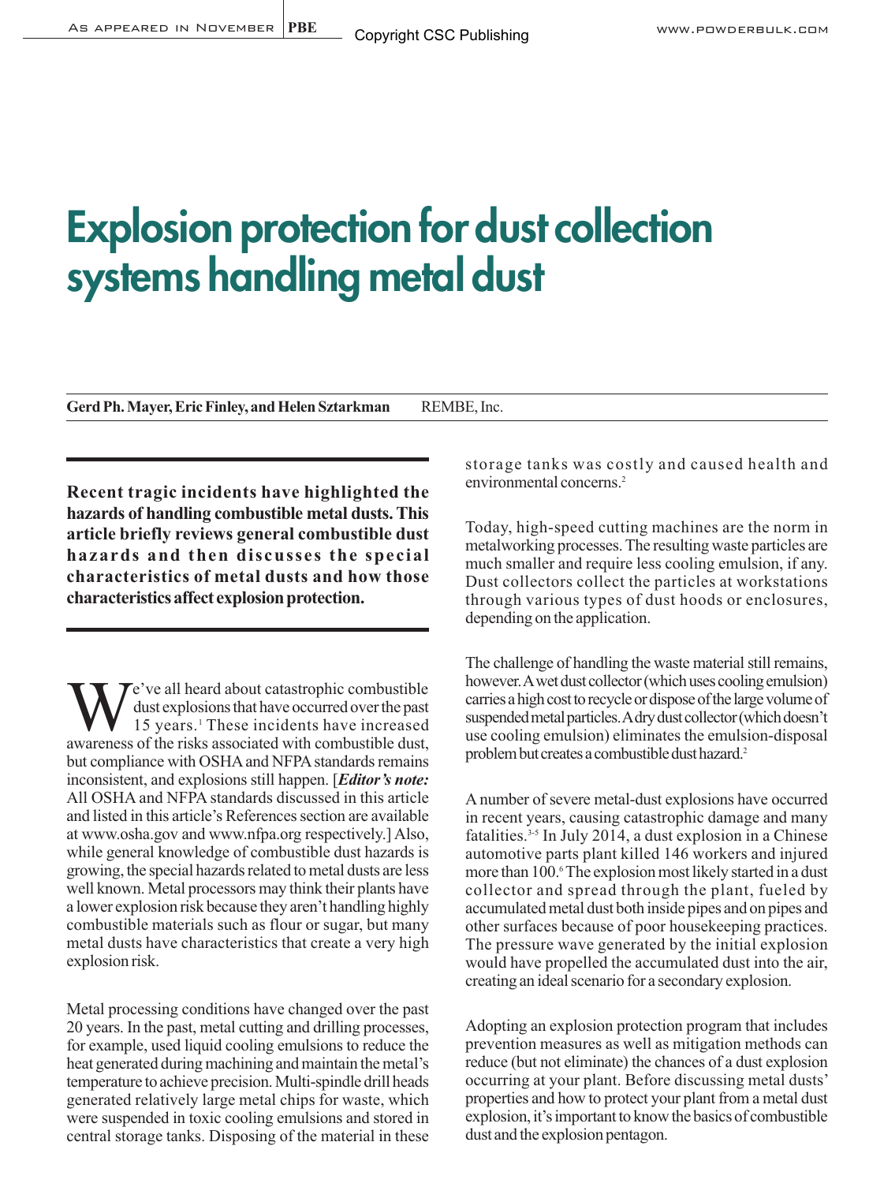# Explosion protection for dust collection systems handling metal dust

**Gerd Ph. Mayer, Eric Finley, and Helen Sztarkman** REMBE, Inc.

**Recent tragic incidents have highlighted the hazards of handling combustible metal dusts. This article briefly reviews general combustible dust hazards and then discusses the special characteristics of metal dusts and how those characteristics affect explosion protection.**

We've all heard about catastrophic combustible dust explosions that have occurred over the past 15 years.[1] These incidents have increased awareness of the risks associated with combustible dust, but compliance with OSHA and NFPA standards remains inconsistent, and explosions still happen. [***Editor's note:*** All OSHA and NFPA standards discussed in this article and listed in this article's References section are available at www.osha.gov and www.nfpa.org respectively.] Also, while general knowledge of combustible dust hazards is growing, the special hazards related to metal dusts are less well known. Metal processors may think their plants have a lower explosion risk because they aren't handling highly combustible materials such as flour or sugar, but many metal dusts have characteristics that create a very high explosion risk.

Metal processing conditions have changed over the past 20 years. In the past, metal cutting and drilling processes, for example, used liquid cooling emulsions to reduce the heat generated during machining and maintain the metal's temperature to achieve precision. Multi-spindle drill heads generated relatively large metal chips for waste, which were suspended in toxic cooling emulsions and stored in central storage tanks. Disposing of the material in these storage tanks was costly and caused health and environmental concerns.[2]

Today, high-speed cutting machines are the norm in metalworking processes. The resulting waste particles are much smaller and require less cooling emulsion, if any. Dust collectors collect the particles at workstations through various types of dust hoods or enclosures, depending on the application.

The challenge of handling the waste material still remains, however. A wet dust collector (which uses cooling emulsion) carries a high cost to recycle or dispose of the large volume of suspended metal particles. A dry dust collector (which doesn't use cooling emulsion) eliminates the emulsion-disposal problem but creates a combustible dust hazard.[2]

A number of severe metal-dust explosions have occurred in recent years, causing catastrophic damage and many fatalities.[3-5] In July 2014, a dust explosion in a Chinese automotive parts plant killed 146 workers and injured more than 100.[6] The explosion most likely started in a dust collector and spread through the plant, fueled by accumulated metal dust both inside pipes and on pipes and other surfaces because of poor housekeeping practices. The pressure wave generated by the initial explosion would have propelled the accumulated dust into the air, creating an ideal scenario for a secondary explosion.

Adopting an explosion protection program that includes prevention measures as well as mitigation methods can reduce (but not eliminate) the chances of a dust explosion occurring at your plant. Before discussing metal dusts' properties and how to protect your plant from a metal dust explosion, it's important to know the basics of combustible dust and the explosion pentagon.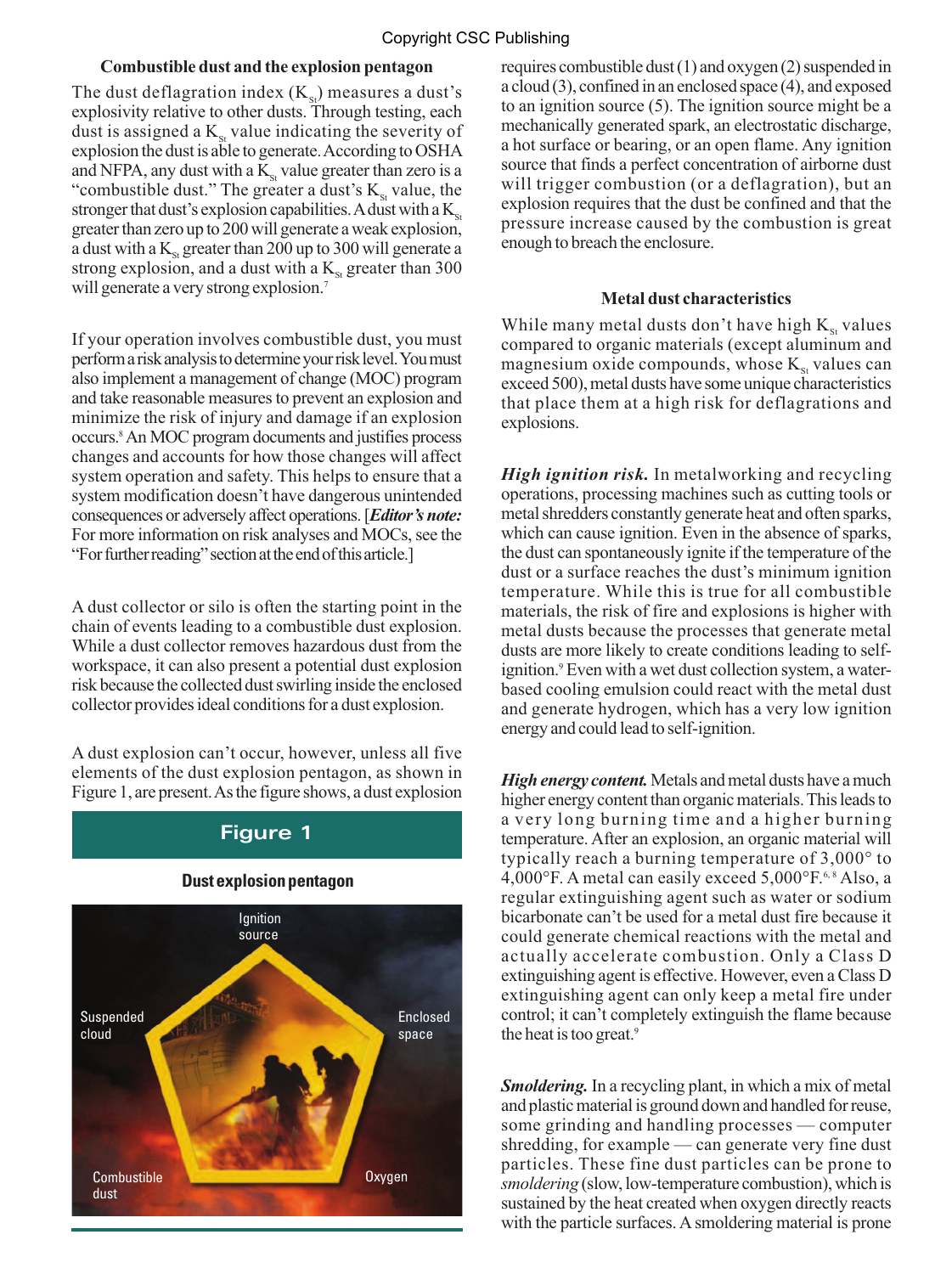## Combustible dust and the explosion pentagon

The dust deflagration index ($K_{St}$) measures a dust's explosivity relative to other dusts. Through testing, each dust is assigned a $K_{St}$ value indicating the severity of explosion the dust is able to generate. According to OSHA and NFPA, any dust with a $K_{St}$ value greater than zero is a "combustible dust." The greater a dust's $K_{St}$ value, the stronger that dust's explosion capabilities. A dust with a $K_{St}$ greater than zero up to 200 will generate a weak explosion, a dust with a $K_{St}$ greater than 200 up to 300 will generate a strong explosion, and a dust with a $K_{St}$ greater than 300 will generate a very strong explosion.[7]

If your operation involves combustible dust, you must perform a risk analysis to determine your risk level. You must also implement a management of change (MOC) program and take reasonable measures to prevent an explosion and minimize the risk of injury and damage if an explosion occurs.[8] An MOC program documents and justifies process changes and accounts for how those changes will affect system operation and safety. This helps to ensure that a system modification doesn't have dangerous unintended consequences or adversely affect operations. [***Editor's note:*** For more information on risk analyses and MOCs, see the "For further reading" section at the end of this article.]

A dust collector or silo is often the starting point in the chain of events leading to a combustible dust explosion. While a dust collector removes hazardous dust from the workspace, it can also present a potential dust explosion risk because the collected dust swirling inside the enclosed collector provides ideal conditions for a dust explosion.

A dust explosion can't occur, however, unless all five elements of the dust explosion pentagon, as shown in Figure 1, are present. As the figure shows, a dust explosion requires combustible dust (1) and oxygen (2) suspended in a cloud (3), confined in an enclosed space (4), and exposed to an ignition source (5). The ignition source might be a mechanically generated spark, an electrostatic discharge, a hot surface or bearing, or an open flame. Any ignition source that finds a perfect concentration of airborne dust will trigger combustion (or a deflagration), but an explosion requires that the dust be confined and that the pressure increase caused by the combustion is great enough to breach the enclosure.

**Figure 1**

**Dust explosion pentagon**

Ignition source

Suspended cloud

Enclosed space

Combustible dust

Oxygen

## Metal dust characteristics

While many metal dusts don't have high $K_{St}$ values compared to organic materials (except aluminum and magnesium oxide compounds, whose $K_{St}$ values can exceed 500), metal dusts have some unique characteristics that place them at a high risk for deflagrations and explosions.

***High ignition risk.*** In metalworking and recycling operations, processing machines such as cutting tools or metal shredders constantly generate heat and often sparks, which can cause ignition. Even in the absence of sparks, the dust can spontaneously ignite if the temperature of the dust or a surface reaches the dust's minimum ignition temperature. While this is true for all combustible materials, the risk of fire and explosions is higher with metal dusts because the processes that generate metal dusts are more likely to create conditions leading to self-ignition.[9] Even with a wet dust collection system, a water-based cooling emulsion could react with the metal dust and generate hydrogen, which has a very low ignition energy and could lead to self-ignition.

***High energy content.*** Metals and metal dusts have a much higher energy content than organic materials. This leads to a very long burning time and a higher burning temperature. After an explosion, an organic material will typically reach a burning temperature of 3,000° to 4,000°F. A metal can easily exceed 5,000°F.[6, 8] Also, a regular extinguishing agent such as water or sodium bicarbonate can't be used for a metal dust fire because it could generate chemical reactions with the metal and actually accelerate combustion. Only a Class D extinguishing agent is effective. However, even a Class D extinguishing agent can only keep a metal fire under control; it can't completely extinguish the flame because the heat is too great.[9]

***Smoldering.*** In a recycling plant, in which a mix of metal and plastic material is ground down and handled for reuse, some grinding and handling processes — computer shredding, for example — can generate very fine dust particles. These fine dust particles can be prone to *smoldering* (slow, low-temperature combustion), which is sustained by the heat created when oxygen directly reacts with the particle surfaces. A smoldering material is prone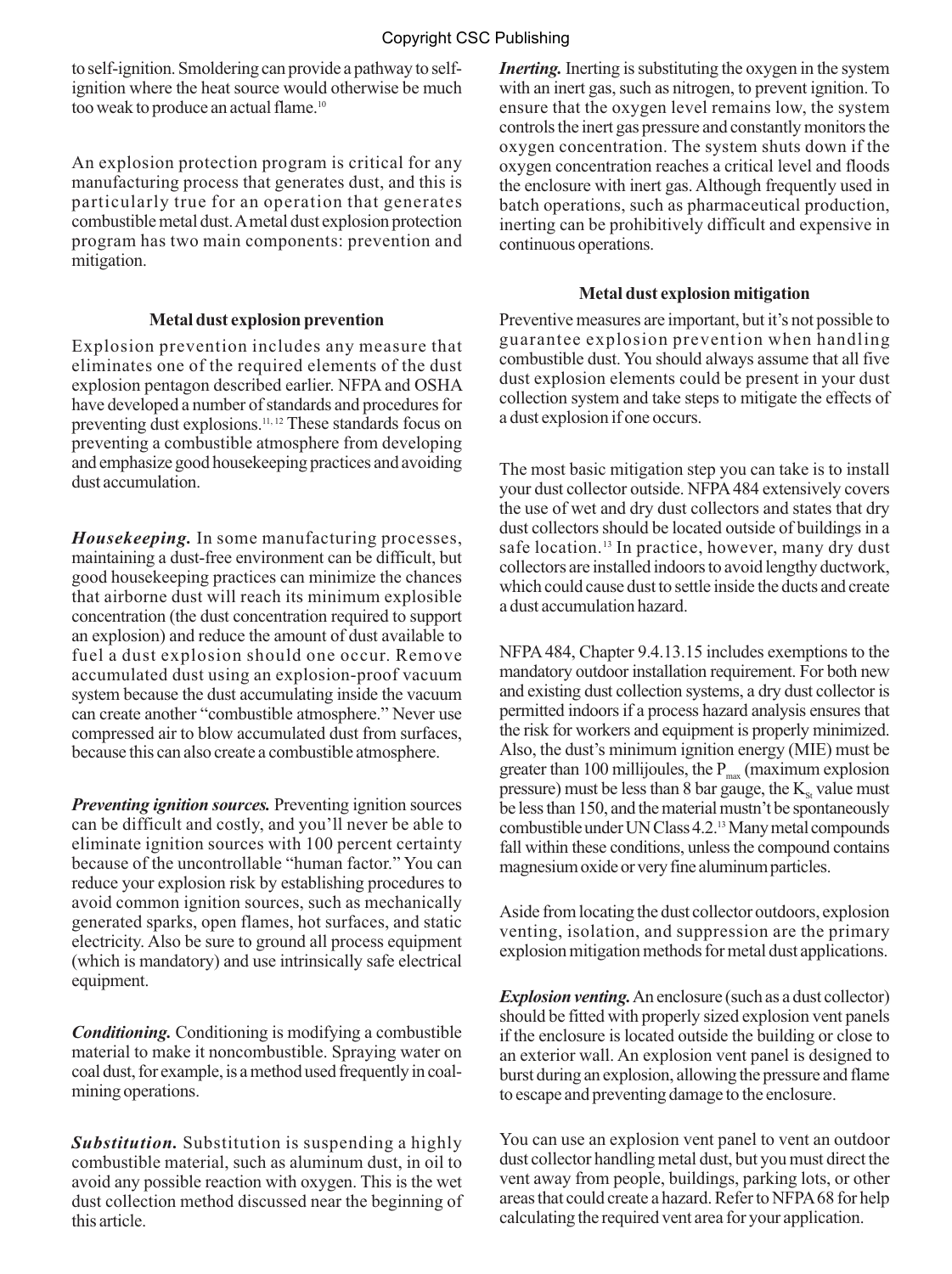to self-ignition. Smoldering can provide a pathway to self-ignition where the heat source would otherwise be much too weak to produce an actual flame.[10]

An explosion protection program is critical for any manufacturing process that generates dust, and this is particularly true for an operation that generates combustible metal dust. A metal dust explosion protection program has two main components: prevention and mitigation.

### Metal dust explosion prevention

Explosion prevention includes any measure that eliminates one of the required elements of the dust explosion pentagon described earlier. NFPA and OSHA have developed a number of standards and procedures for preventing dust explosions.[11, 12] These standards focus on preventing a combustible atmosphere from developing and emphasize good housekeeping practices and avoiding dust accumulation.

***Housekeeping.*** In some manufacturing processes, maintaining a dust-free environment can be difficult, but good housekeeping practices can minimize the chances that airborne dust will reach its minimum explosible concentration (the dust concentration required to support an explosion) and reduce the amount of dust available to fuel a dust explosion should one occur. Remove accumulated dust using an explosion-proof vacuum system because the dust accumulating inside the vacuum can create another "combustible atmosphere." Never use compressed air to blow accumulated dust from surfaces, because this can also create a combustible atmosphere.

***Preventing ignition sources.*** Preventing ignition sources can be difficult and costly, and you'll never be able to eliminate ignition sources with 100 percent certainty because of the uncontrollable "human factor." You can reduce your explosion risk by establishing procedures to avoid common ignition sources, such as mechanically generated sparks, open flames, hot surfaces, and static electricity. Also be sure to ground all process equipment (which is mandatory) and use intrinsically safe electrical equipment.

***Conditioning.*** Conditioning is modifying a combustible material to make it noncombustible. Spraying water on coal dust, for example, is a method used frequently in coal-mining operations.

***Substitution.*** Substitution is suspending a highly combustible material, such as aluminum dust, in oil to avoid any possible reaction with oxygen. This is the wet dust collection method discussed near the beginning of this article.

***Inerting.*** Inerting is substituting the oxygen in the system with an inert gas, such as nitrogen, to prevent ignition. To ensure that the oxygen level remains low, the system controls the inert gas pressure and constantly monitors the oxygen concentration. The system shuts down if the oxygen concentration reaches a critical level and floods the enclosure with inert gas. Although frequently used in batch operations, such as pharmaceutical production, inerting can be prohibitively difficult and expensive in continuous operations.

### Metal dust explosion mitigation

Preventive measures are important, but it's not possible to guarantee explosion prevention when handling combustible dust. You should always assume that all five dust explosion elements could be present in your dust collection system and take steps to mitigate the effects of a dust explosion if one occurs.

The most basic mitigation step you can take is to install your dust collector outside. NFPA 484 extensively covers the use of wet and dry dust collectors and states that dry dust collectors should be located outside of buildings in a safe location.[13] In practice, however, many dry dust collectors are installed indoors to avoid lengthy ductwork, which could cause dust to settle inside the ducts and create a dust accumulation hazard.

NFPA 484, Chapter 9.4.13.15 includes exemptions to the mandatory outdoor installation requirement. For both new and existing dust collection systems, a dry dust collector is permitted indoors if a process hazard analysis ensures that the risk for workers and equipment is properly minimized. Also, the dust's minimum ignition energy (MIE) must be greater than 100 millijoules, the $P_{max}$ (maximum explosion pressure) must be less than 8 bar gauge, the $K_{St}$ value must be less than 150, and the material mustn't be spontaneously combustible under UN Class 4.2.[13] Many metal compounds fall within these conditions, unless the compound contains magnesium oxide or very fine aluminum particles.

Aside from locating the dust collector outdoors, explosion venting, isolation, and suppression are the primary explosion mitigation methods for metal dust applications.

***Explosion venting.*** An enclosure (such as a dust collector) should be fitted with properly sized explosion vent panels if the enclosure is located outside the building or close to an exterior wall. An explosion vent panel is designed to burst during an explosion, allowing the pressure and flame to escape and preventing damage to the enclosure.

You can use an explosion vent panel to vent an outdoor dust collector handling metal dust, but you must direct the vent away from people, buildings, parking lots, or other areas that could create a hazard. Refer to NFPA 68 for help calculating the required vent area for your application.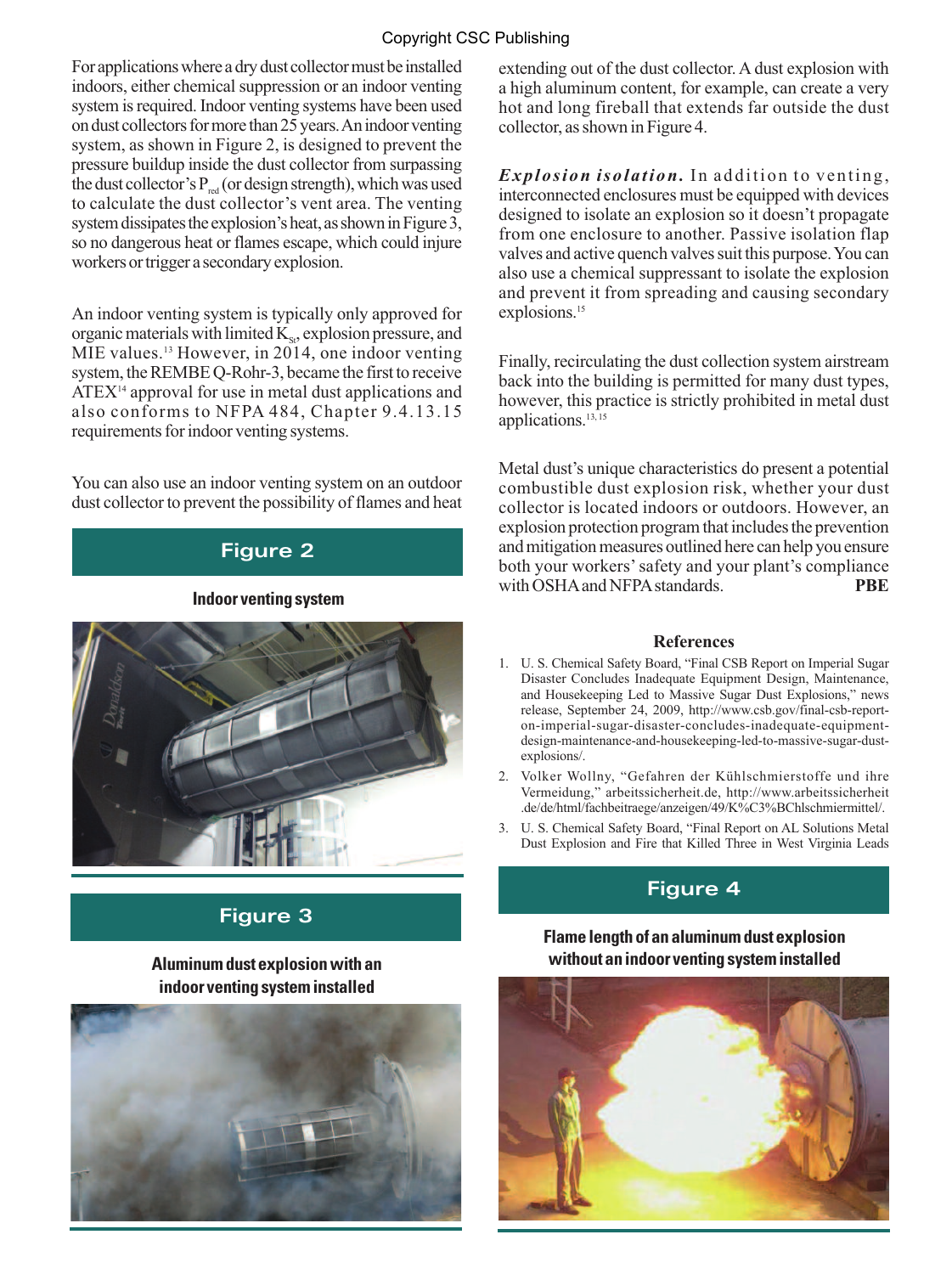For applications where a dry dust collector must be installed indoors, either chemical suppression or an indoor venting system is required. Indoor venting systems have been used on dust collectors for more than 25 years. An indoor venting system, as shown in Figure 2, is designed to prevent the pressure buildup inside the dust collector from surpassing the dust collector's $P_{red}$ (or design strength), which was used to calculate the dust collector's vent area. The venting system dissipates the explosion's heat, as shown in Figure 3, so no dangerous heat or flames escape, which could injure workers or trigger a secondary explosion.

An indoor venting system is typically only approved for organic materials with limited $K_{St}$, explosion pressure, and MIE values.[13] However, in 2014, one indoor venting system, the REMBE Q-Rohr-3, became the first to receive ATEX[14] approval for use in metal dust applications and also conforms to NFPA 484, Chapter 9.4.13.15 requirements for indoor venting systems.

You can also use an indoor venting system on an outdoor dust collector to prevent the possibility of flames and heat extending out of the dust collector. A dust explosion with a high aluminum content, for example, can create a very hot and long fireball that extends far outside the dust collector, as shown in Figure 4.

**Figure 2**

**Indoor venting system**

**Figure 3**

**Aluminum dust explosion with an indoor venting system installed**

***Explosion isolation.*** In addition to venting, interconnected enclosures must be equipped with devices designed to isolate an explosion so it doesn't propagate from one enclosure to another. Passive isolation flap valves and active quench valves suit this purpose. You can also use a chemical suppressant to isolate the explosion and prevent it from spreading and causing secondary explosions.[15]

Finally, recirculating the dust collection system airstream back into the building is permitted for many dust types, however, this practice is strictly prohibited in metal dust applications.[13, 15]

Metal dust's unique characteristics do present a potential combustible dust explosion risk, whether your dust collector is located indoors or outdoors. However, an explosion protection program that includes the prevention and mitigation measures outlined here can help you ensure both your workers' safety and your plant's compliance with OSHA and NFPA standards. **PBE**

### References

1. U. S. Chemical Safety Board, "Final CSB Report on Imperial Sugar Disaster Concludes Inadequate Equipment Design, Maintenance, and Housekeeping Led to Massive Sugar Dust Explosions," news release, September 24, 2009, http://www.csb.gov/final-csb-report-on-imperial-sugar-disaster-concludes-inadequate-equipment-design-maintenance-and-housekeeping-led-to-massive-sugar-dust-explosions/.
2. Volker Wollny, "Gefahren der Kühlschmierstoffe und ihre Vermeidung," arbeitssicherheit.de, http://www.arbeitssicherheit.de/de/html/fachbeitraege/anzeigen/49/K%C3%BChlschmiermittel/.
3. U. S. Chemical Safety Board, "Final Report on AL Solutions Metal Dust Explosion and Fire that Killed Three in West Virginia Leads

**Figure 4**

**Flame length of an aluminum dust explosion without an indoor venting system installed**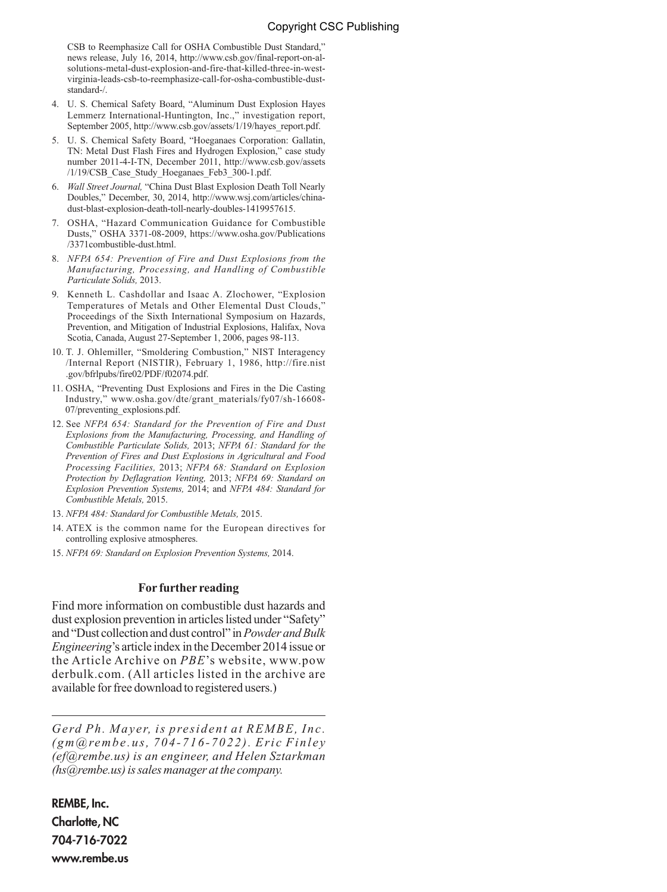CSB to Reemphasize Call for OSHA Combustible Dust Standard," news release, July 16, 2014, http://www.csb.gov/final-report-on-al-solutions-metal-dust-explosion-and-fire-that-killed-three-in-west-virginia-leads-csb-to-reemphasize-call-for-osha-combustible-dust-standard-/.

4. U. S. Chemical Safety Board, "Aluminum Dust Explosion Hayes Lemmerz International-Huntington, Inc.," investigation report, September 2005, http://www.csb.gov/assets/1/19/hayes_report.pdf.
5. U. S. Chemical Safety Board, "Hoeganaes Corporation: Gallatin, TN: Metal Dust Flash Fires and Hydrogen Explosion," case study number 2011-4-I-TN, December 2011, http://www.csb.gov/assets/1/19/CSB_Case_Study_Hoeganaes_Feb3_300-1.pdf.
6. *Wall Street Journal,* "China Dust Blast Explosion Death Toll Nearly Doubles," December, 30, 2014, http://www.wsj.com/articles/china-dust-blast-explosion-death-toll-nearly-doubles-1419957615.
7. OSHA, "Hazard Communication Guidance for Combustible Dusts," OSHA 3371-08-2009, https://www.osha.gov/Publications/3371combustible-dust.html.
8. *NFPA 654: Prevention of Fire and Dust Explosions from the Manufacturing, Processing, and Handling of Combustible Particulate Solids,* 2013.
9. Kenneth L. Cashdollar and Isaac A. Zlochower, "Explosion Temperatures of Metals and Other Elemental Dust Clouds," Proceedings of the Sixth International Symposium on Hazards, Prevention, and Mitigation of Industrial Explosions, Halifax, Nova Scotia, Canada, August 27-September 1, 2006, pages 98-113.
10. T. J. Ohlemiller, "Smoldering Combustion," NIST Interagency/Internal Report (NISTIR), February 1, 1986, http://fire.nist.gov/bfrlpubs/fire02/PDF/f02074.pdf.
11. OSHA, "Preventing Dust Explosions and Fires in the Die Casting Industry," www.osha.gov/dte/grant_materials/fy07/sh-16608-07/preventing_explosions.pdf.
12. See *NFPA 654: Standard for the Prevention of Fire and Dust Explosions from the Manufacturing, Processing, and Handling of Combustible Particulate Solids,* 2013; *NFPA 61: Standard for the Prevention of Fires and Dust Explosions in Agricultural and Food Processing Facilities,* 2013; *NFPA 68: Standard on Explosion Protection by Deflagration Venting,* 2013; *NFPA 69: Standard on Explosion Prevention Systems,* 2014; and *NFPA 484: Standard for Combustible Metals,* 2015.
13. *NFPA 484: Standard for Combustible Metals,* 2015.
14. ATEX is the common name for the European directives for controlling explosive atmospheres.
15. *NFPA 69: Standard on Explosion Prevention Systems,* 2014.

### For further reading

Find more information on combustible dust hazards and dust explosion prevention in articles listed under "Safety" and "Dust collection and dust control" in *Powder and Bulk Engineering*'s article index in the December 2014 issue or the Article Archive on *PBE*'s website, www.powderbulk.com. (All articles listed in the archive are available for free download to registered users.)

---

*Gerd Ph. Mayer, is president at REMBE, Inc. (gm@rembe.us, 704-716-7022). Eric Finley (ef@rembe.us) is an engineer, and Helen Sztarkman (hs@rembe.us) is sales manager at the company.*

**REMBE, Inc.**
**Charlotte, NC**
**704-716-7022**
**www.rembe.us**